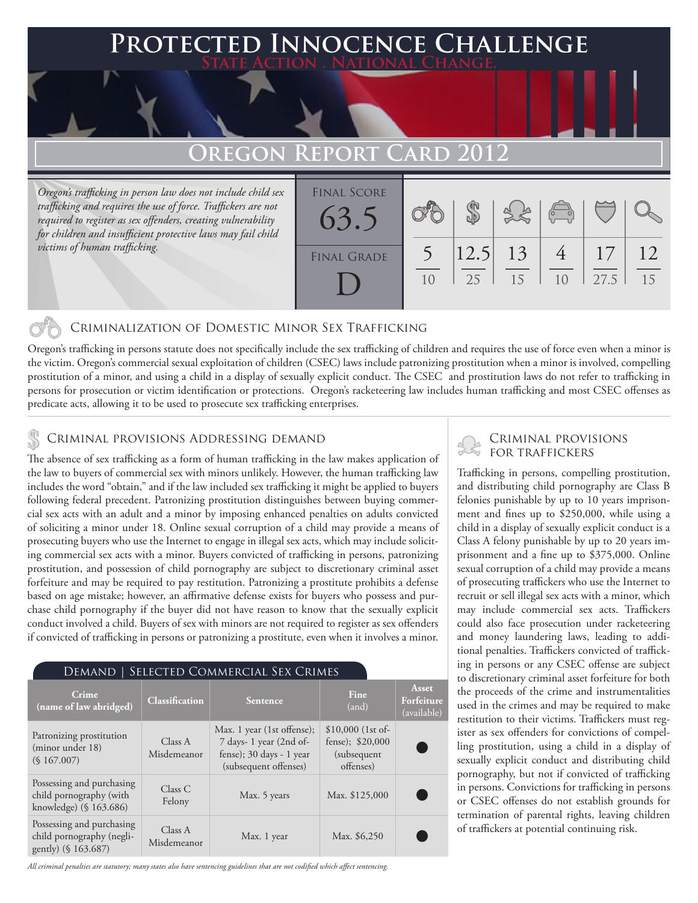# Protected Innocence Challenge

State Action . National Change.

## Oregon Report Card 2012

*Oregon's trafficking in person law does not include child sex trafficking and requires the use of force. Traffickers are not required to register as sex offenders, creating vulnerability for children and insufficient protective laws may fail child victims of human trafficking.*

**Final Score:** 63.5

**Final Grade:** D

| Criminalization of Domestic Minor Sex Trafficking | Criminal Provisions Addressing Demand | Criminal Provisions for Traffickers | Criminal Provisions for Facilitators | Protective Provisions for the Child Victims | Criminal Justice Tools for Investigation and Prosecution |
|---|---|---|---|---|---|
| 5/10 | 12.5/25 | 13/15 | 4/10 | 17/27.5 | 12/15 |

### Criminalization of Domestic Minor Sex Trafficking

Oregon's trafficking in persons statute does not specifically include the sex trafficking of children and requires the use of force even when a minor is the victim. Oregon's commercial sexual exploitation of children (CSEC) laws include patronizing prostitution when a minor is involved, compelling prostitution of a minor, and using a child in a display of sexually explicit conduct. The CSEC and prostitution laws do not refer to trafficking in persons for prosecution or victim identification or protections. Oregon's racketeering law includes human trafficking and most CSEC offenses as predicate acts, allowing it to be used to prosecute sex trafficking enterprises.

### Criminal provisions Addressing demand

The absence of sex trafficking as a form of human trafficking in the law makes application of the law to buyers of commercial sex with minors unlikely. However, the human trafficking law includes the word "obtain," and if the law included sex trafficking it might be applied to buyers following federal precedent. Patronizing prostitution distinguishes between buying commercial sex acts with an adult and a minor by imposing enhanced penalties on adults convicted of soliciting a minor under 18. Online sexual corruption of a child may provide a means of prosecuting buyers who use the Internet to engage in illegal sex acts, which may include soliciting commercial sex acts with a minor. Buyers convicted of trafficking in persons, patronizing prostitution, and possession of child pornography are subject to discretionary criminal asset forfeiture and may be required to pay restitution. Patronizing a prostitute prohibits a defense based on age mistake; however, an affirmative defense exists for buyers who possess and purchase child pornography if the buyer did not have reason to know that the sexually explicit conduct involved a child. Buyers of sex with minors are not required to register as sex offenders if convicted of trafficking in persons or patronizing a prostitute, even when it involves a minor.

#### Demand | Selected Commercial Sex Crimes

| Crime (name of law abridged) | Classification | Sentence | Fine (and) | Asset Forfeiture (available) |
|---|---|---|---|---|
| Patronizing prostitution (minor under 18) (§ 167.007) | Class A Misdemeanor | Max. 1 year (1st offense); 7 days- 1 year (2nd offense); 30 days - 1 year (subsequent offenses) | $10,000 (1st offense); $20,000 (subsequent offenses) | ● |
| Possessing and purchasing child pornography (with knowledge) (§ 163.686) | Class C Felony | Max. 5 years | Max. $125,000 | ● |
| Possessing and purchasing child pornography (negligently) (§ 163.687) | Class A Misdemeanor | Max. 1 year | Max. $6,250 | ● |

*All criminal penalties are statutory; many states also have sentencing guidelines that are not codified which affect sentencing.*

### Criminal provisions for traffickers

Trafficking in persons, compelling prostitution, and distributing child pornography are Class B felonies punishable by up to 10 years imprisonment and fines up to $250,000, while using a child in a display of sexually explicit conduct is a Class A felony punishable by up to 20 years imprisonment and a fine up to $375,000. Online sexual corruption of a child may provide a means of prosecuting traffickers who use the Internet to recruit or sell illegal sex acts with a minor, which may include commercial sex acts. Traffickers could also face prosecution under racketeering and money laundering laws, leading to additional penalties. Traffickers convicted of trafficking in persons or any CSEC offense are subject to discretionary criminal asset forfeiture for both the proceeds of the crime and instrumentalities used in the crimes and may be required to make restitution to their victims. Traffickers must register as sex offenders for convictions of compelling prostitution, using a child in a display of sexually explicit conduct and distributing child pornography, but not if convicted of trafficking in persons. Convictions for trafficking in persons or CSEC offenses do not establish grounds for termination of parental rights, leaving children of traffickers at potential continuing risk.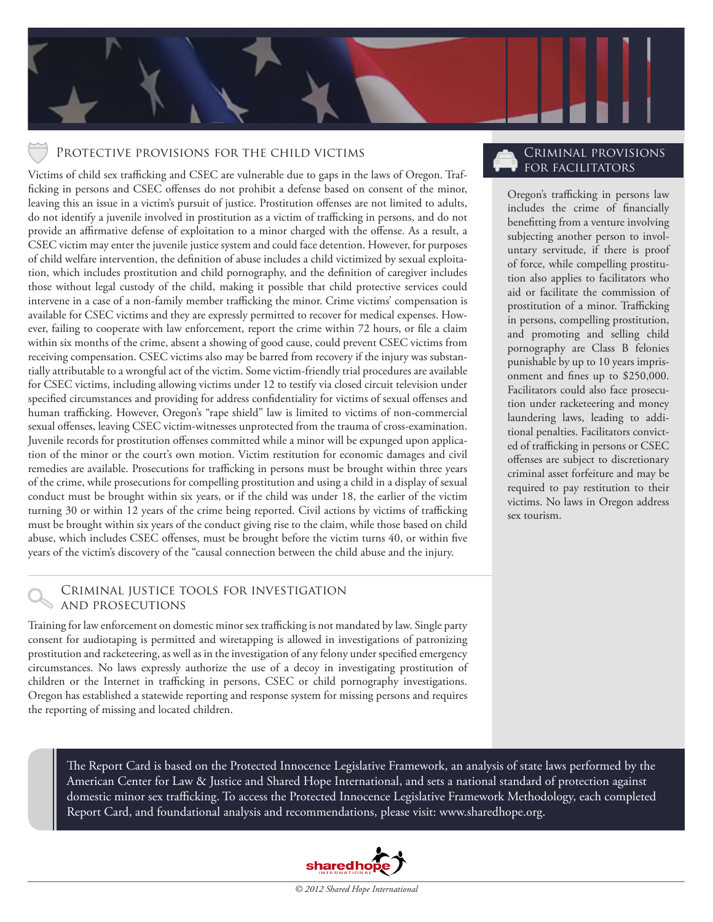## Protective provisions for the child victims

Victims of child sex trafficking and CSEC are vulnerable due to gaps in the laws of Oregon. Trafficking in persons and CSEC offenses do not prohibit a defense based on consent of the minor, leaving this an issue in a victim's pursuit of justice. Prostitution offenses are not limited to adults, do not identify a juvenile involved in prostitution as a victim of trafficking in persons, and do not provide an affirmative defense of exploitation to a minor charged with the offense. As a result, a CSEC victim may enter the juvenile justice system and could face detention. However, for purposes of child welfare intervention, the definition of abuse includes a child victimized by sexual exploitation, which includes prostitution and child pornography, and the definition of caregiver includes those without legal custody of the child, making it possible that child protective services could intervene in a case of a non-family member trafficking the minor. Crime victims' compensation is available for CSEC victims and they are expressly permitted to recover for medical expenses. However, failing to cooperate with law enforcement, report the crime within 72 hours, or file a claim within six months of the crime, absent a showing of good cause, could prevent CSEC victims from receiving compensation. CSEC victims also may be barred from recovery if the injury was substantially attributable to a wrongful act of the victim. Some victim-friendly trial procedures are available for CSEC victims, including allowing victims under 12 to testify via closed circuit television under specified circumstances and providing for address confidentiality for victims of sexual offenses and human trafficking. However, Oregon's "rape shield" law is limited to victims of non-commercial sexual offenses, leaving CSEC victim-witnesses unprotected from the trauma of cross-examination. Juvenile records for prostitution offenses committed while a minor will be expunged upon application of the minor or the court's own motion. Victim restitution for economic damages and civil remedies are available. Prosecutions for trafficking in persons must be brought within three years of the crime, while prosecutions for compelling prostitution and using a child in a display of sexual conduct must be brought within six years, or if the child was under 18, the earlier of the victim turning 30 or within 12 years of the crime being reported. Civil actions by victims of trafficking must be brought within six years of the conduct giving rise to the claim, while those based on child abuse, which includes CSEC offenses, must be brought before the victim turns 40, or within five years of the victim's discovery of the "causal connection between the child abuse and the injury.

## Criminal justice tools for investigation and prosecutions

Training for law enforcement on domestic minor sex trafficking is not mandated by law. Single party consent for audiotaping is permitted and wiretapping is allowed in investigations of patronizing prostitution and racketeering, as well as in the investigation of any felony under specified emergency circumstances. No laws expressly authorize the use of a decoy in investigating prostitution of children or the Internet in trafficking in persons, CSEC or child pornography investigations. Oregon has established a statewide reporting and response system for missing persons and requires the reporting of missing and located children.

## Criminal provisions for facilitators

Oregon's trafficking in persons law includes the crime of financially benefitting from a venture involving subjecting another person to involuntary servitude, if there is proof of force, while compelling prostitution also applies to facilitators who aid or facilitate the commission of prostitution of a minor. Trafficking in persons, compelling prostitution, and promoting and selling child pornography are Class B felonies punishable by up to 10 years imprisonment and fines up to $250,000. Facilitators could also face prosecution under racketeering and money laundering laws, leading to additional penalties. Facilitators convicted of trafficking in persons or CSEC offenses are subject to discretionary criminal asset forfeiture and may be required to pay restitution to their victims. No laws in Oregon address sex tourism.

The Report Card is based on the Protected Innocence Legislative Framework, an analysis of state laws performed by the American Center for Law & Justice and Shared Hope International, and sets a national standard of protection against domestic minor sex trafficking. To access the Protected Innocence Legislative Framework Methodology, each completed Report Card, and foundational analysis and recommendations, please visit: www.sharedhope.org.

shared hope INTERNATIONAL

*© 2012 Shared Hope International*